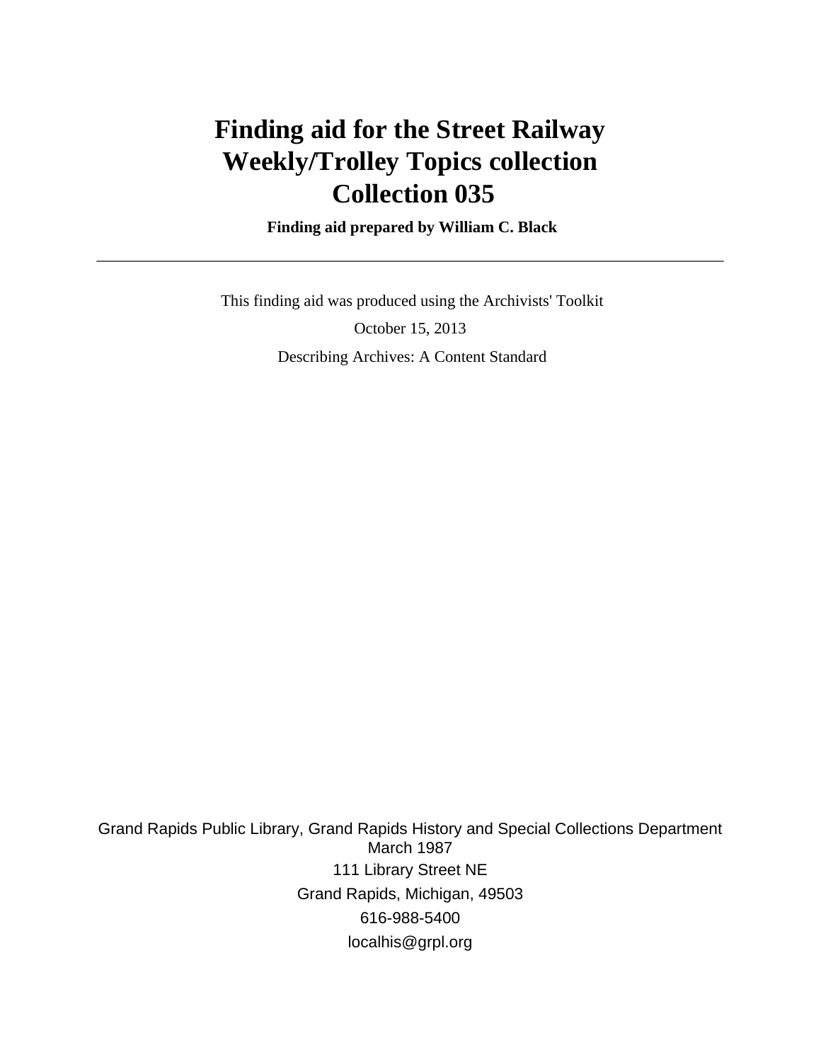# Finding aid for the Street Railway Weekly/Trolley Topics collection Collection 035

**Finding aid prepared by William C. Black**

---

This finding aid was produced using the Archivists' Toolkit

October 15, 2013

Describing Archives: A Content Standard

Grand Rapids Public Library, Grand Rapids History and Special Collections Department
March 1987
111 Library Street NE
Grand Rapids, Michigan, 49503
616-988-5400
localhis@grpl.org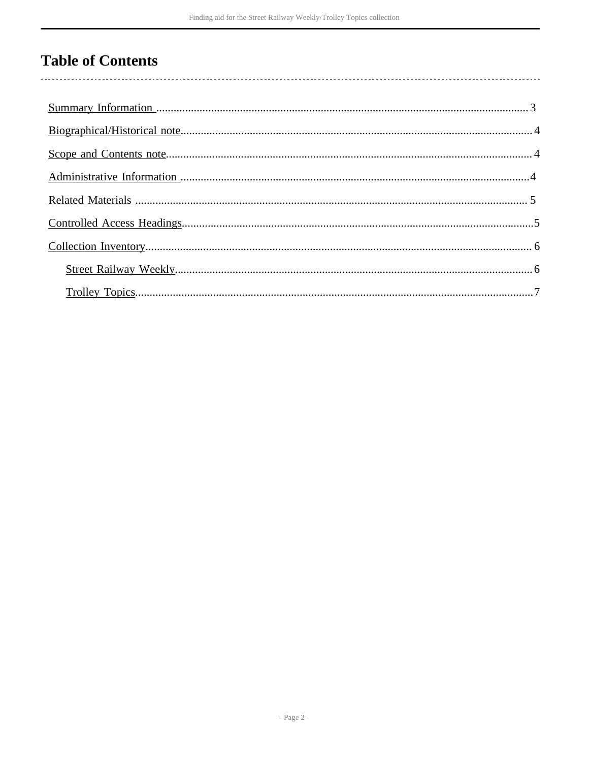# Table of Contents

- Summary Information ........................................................ 3
- Biographical/Historical note ................................................ 4
- Scope and Contents note .................................................... 4
- Administrative Information .................................................. 4
- Related Materials ............................................................ 5
- Controlled Access Headings ................................................. 5
- Collection Inventory .......................................................... 6
  - Street Railway Weekly .................................................... 6
  - Trolley Topics ............................................................ 7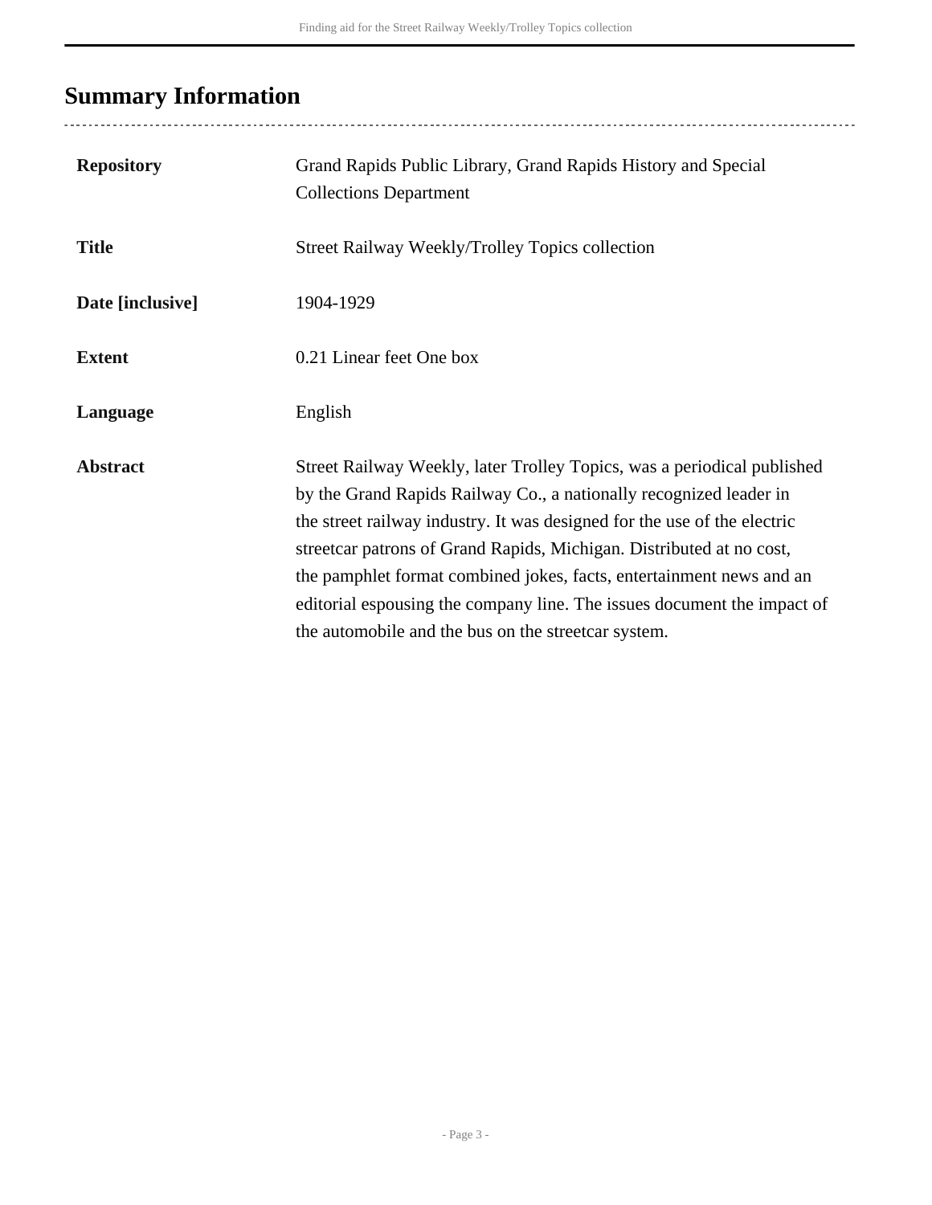## Summary Information

| | |
|---|---|
| **Repository** | Grand Rapids Public Library, Grand Rapids History and Special Collections Department |
| **Title** | Street Railway Weekly/Trolley Topics collection |
| **Date [inclusive]** | 1904-1929 |
| **Extent** | 0.21 Linear feet One box |
| **Language** | English |
| **Abstract** | Street Railway Weekly, later Trolley Topics, was a periodical published by the Grand Rapids Railway Co., a nationally recognized leader in the street railway industry. It was designed for the use of the electric streetcar patrons of Grand Rapids, Michigan. Distributed at no cost, the pamphlet format combined jokes, facts, entertainment news and an editorial espousing the company line. The issues document the impact of the automobile and the bus on the streetcar system. |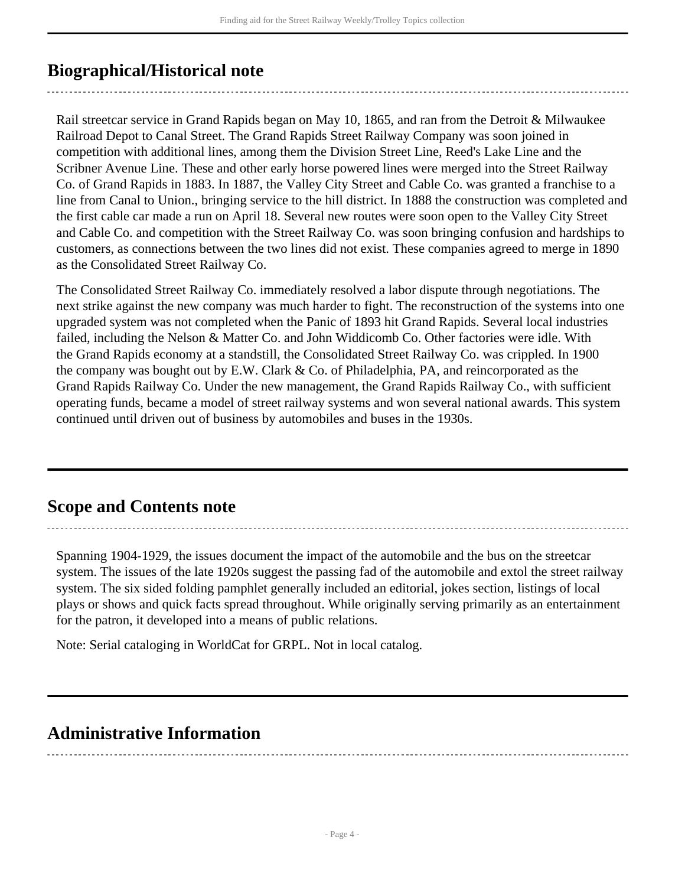## Biographical/Historical note

Rail streetcar service in Grand Rapids began on May 10, 1865, and ran from the Detroit & Milwaukee Railroad Depot to Canal Street. The Grand Rapids Street Railway Company was soon joined in competition with additional lines, among them the Division Street Line, Reed's Lake Line and the Scribner Avenue Line. These and other early horse powered lines were merged into the Street Railway Co. of Grand Rapids in 1883. In 1887, the Valley City Street and Cable Co. was granted a franchise to a line from Canal to Union., bringing service to the hill district. In 1888 the construction was completed and the first cable car made a run on April 18. Several new routes were soon open to the Valley City Street and Cable Co. and competition with the Street Railway Co. was soon bringing confusion and hardships to customers, as connections between the two lines did not exist. These companies agreed to merge in 1890 as the Consolidated Street Railway Co.

The Consolidated Street Railway Co. immediately resolved a labor dispute through negotiations. The next strike against the new company was much harder to fight. The reconstruction of the systems into one upgraded system was not completed when the Panic of 1893 hit Grand Rapids. Several local industries failed, including the Nelson & Matter Co. and John Widdicomb Co. Other factories were idle. With the Grand Rapids economy at a standstill, the Consolidated Street Railway Co. was crippled. In 1900 the company was bought out by E.W. Clark & Co. of Philadelphia, PA, and reincorporated as the Grand Rapids Railway Co. Under the new management, the Grand Rapids Railway Co., with sufficient operating funds, became a model of street railway systems and won several national awards. This system continued until driven out of business by automobiles and buses in the 1930s.

## Scope and Contents note

Spanning 1904-1929, the issues document the impact of the automobile and the bus on the streetcar system. The issues of the late 1920s suggest the passing fad of the automobile and extol the street railway system. The six sided folding pamphlet generally included an editorial, jokes section, listings of local plays or shows and quick facts spread throughout. While originally serving primarily as an entertainment for the patron, it developed into a means of public relations.

Note: Serial cataloging in WorldCat for GRPL. Not in local catalog.

## Administrative Information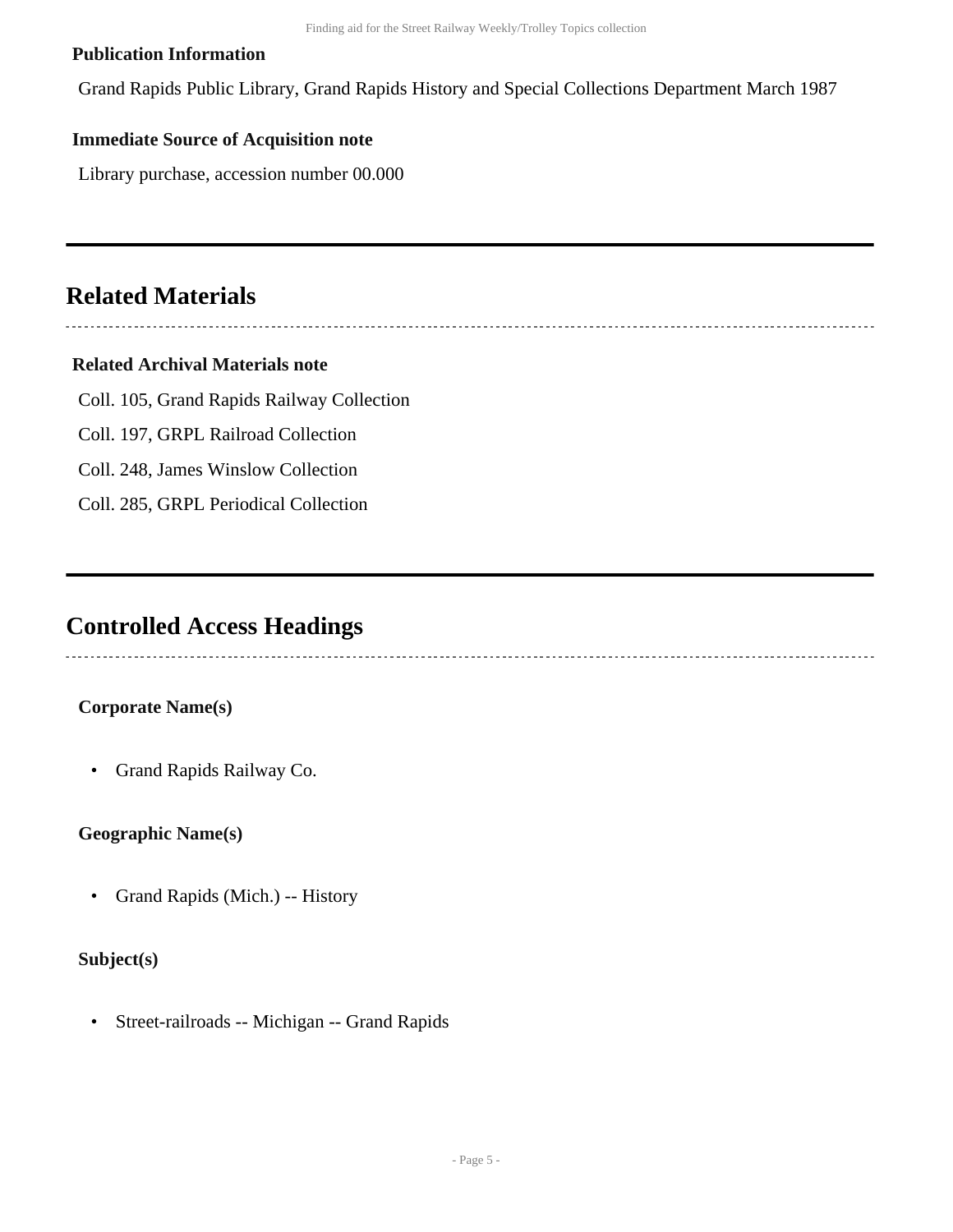### Publication Information

Grand Rapids Public Library, Grand Rapids History and Special Collections Department March 1987

### Immediate Source of Acquisition note

Library purchase, accession number 00.000

## Related Materials

### Related Archival Materials note

Coll. 105, Grand Rapids Railway Collection

Coll. 197, GRPL Railroad Collection

Coll. 248, James Winslow Collection

Coll. 285, GRPL Periodical Collection

## Controlled Access Headings

### Corporate Name(s)

- Grand Rapids Railway Co.

### Geographic Name(s)

- Grand Rapids (Mich.) -- History

### Subject(s)

- Street-railroads -- Michigan -- Grand Rapids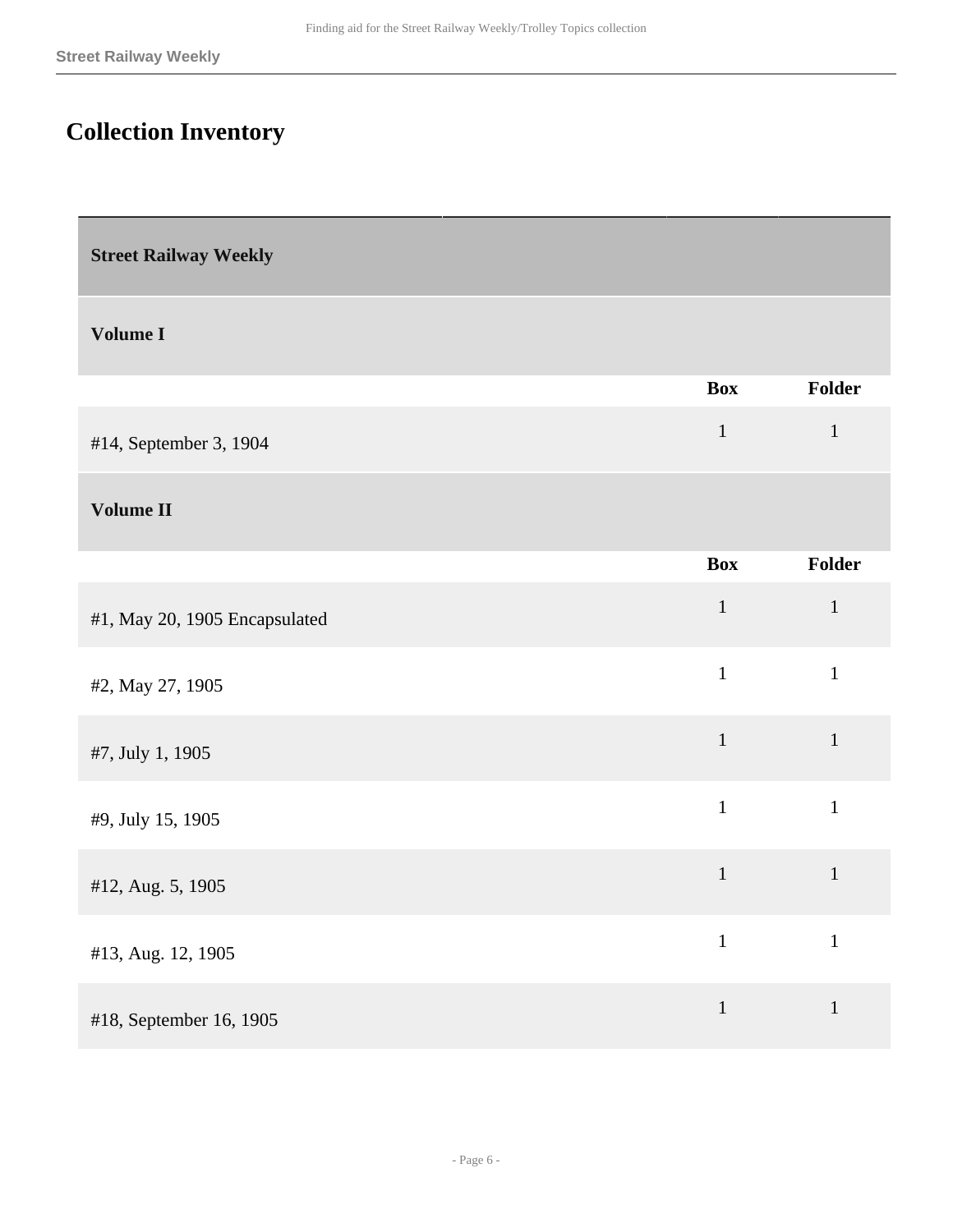## Collection Inventory

### Street Railway Weekly

#### Volume I

| | Box | Folder |
|---|---|---|
| #14, September 3, 1904 | 1 | 1 |

#### Volume II

| | Box | Folder |
|---|---|---|
| #1, May 20, 1905 Encapsulated | 1 | 1 |
| #2, May 27, 1905 | 1 | 1 |
| #7, July 1, 1905 | 1 | 1 |
| #9, July 15, 1905 | 1 | 1 |
| #12, Aug. 5, 1905 | 1 | 1 |
| #13, Aug. 12, 1905 | 1 | 1 |
| #18, September 16, 1905 | 1 | 1 |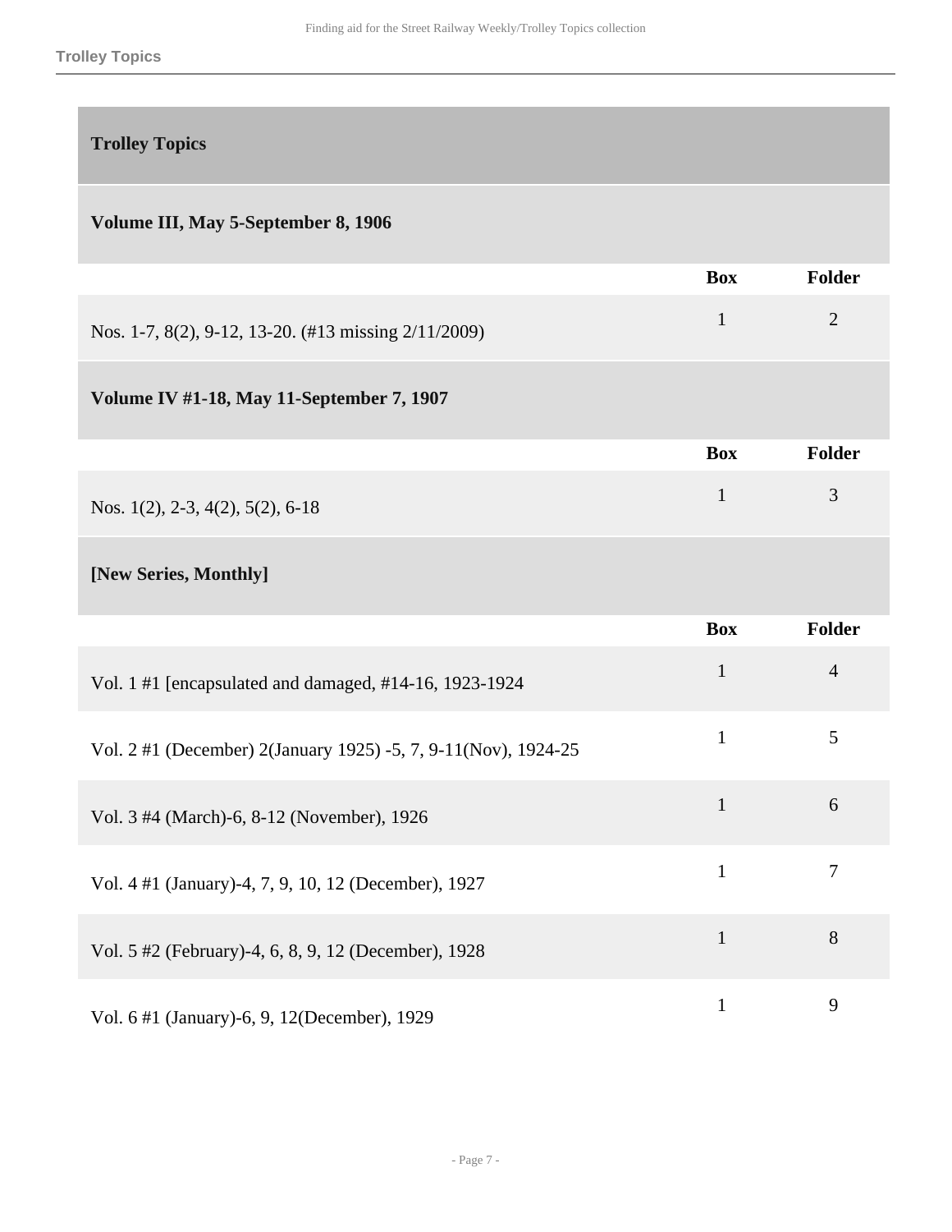## Trolley Topics

### Volume III, May 5-September 8, 1906

| | Box | Folder |
|---|---|---|
| Nos. 1-7, 8(2), 9-12, 13-20. (#13 missing 2/11/2009) | 1 | 2 |

### Volume IV #1-18, May 11-September 7, 1907

| | Box | Folder |
|---|---|---|
| Nos. 1(2), 2-3, 4(2), 5(2), 6-18 | 1 | 3 |

### [New Series, Monthly]

| | Box | Folder |
|---|---|---|
| Vol. 1 #1 [encapsulated and damaged, #14-16, 1923-1924 | 1 | 4 |
| Vol. 2 #1 (December) 2(January 1925) -5, 7, 9-11(Nov), 1924-25 | 1 | 5 |
| Vol. 3 #4 (March)-6, 8-12 (November), 1926 | 1 | 6 |
| Vol. 4 #1 (January)-4, 7, 9, 10, 12 (December), 1927 | 1 | 7 |
| Vol. 5 #2 (February)-4, 6, 8, 9, 12 (December), 1928 | 1 | 8 |
| Vol. 6 #1 (January)-6, 9, 12(December), 1929 | 1 | 9 |